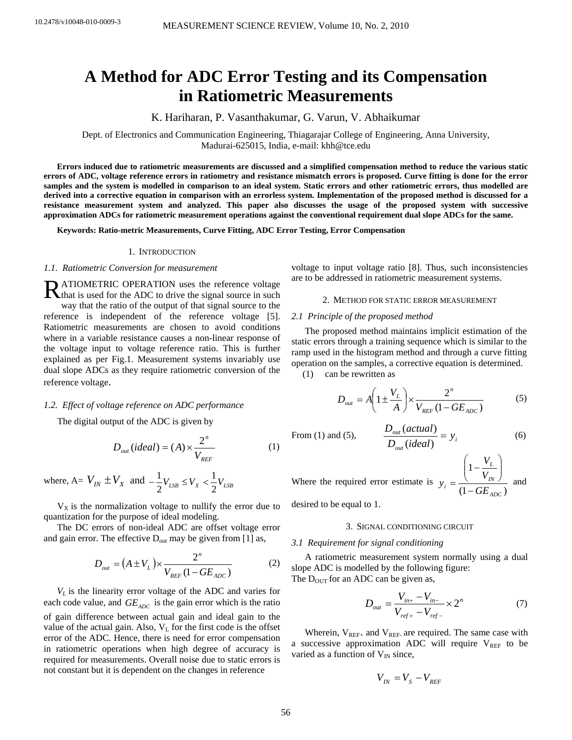# A Method for ADC Error Testing and its Compensation in Ratiometric Measurements

K. Hariharan, P. Vasanthakumar, G. Varun, V. Abhaikumar

Dept. of Electronics and Communication Engineering, Thiagarajar College of Engineering, Anna University, Madurai-625015, India, e-mail: khh@tce.edu

**Errors induced due to ratiometric measurements are discussed and a simplified compensation method to reduce the various static errors of ADC, voltage reference errors in ratiometry and resistance mismatch errors is proposed. Curve fitting is done for the error samples and the system is modelled in comparison to an ideal system. Static errors and other ratiometric errors, thus modelled are derived into a corrective equation in comparison with an errorless system. Implementation of the proposed method is discussed for a resistance measurement system and analyzed. This paper also discusses the usage of the proposed system with successive approximation ADCs for ratiometric measurement operations against the conventional requirement dual slope ADCs for the same.**

**Keywords: Ratio-metric Measurements, Curve Fitting, ADC Error Testing, Error Compensation**

## 1. Introduction

### 1.1. Ratiometric Conversion for measurement

RATIOMETRIC OPERATION uses the reference voltage that is used for the ADC to drive the signal source in such way that the ratio of the output of that signal source to the reference is independent of the reference voltage [5]. Ratiometric measurements are chosen to avoid conditions where in a variable resistance causes a non-linear response of the voltage input to voltage reference ratio. This is further explained as per Fig.1. Measurement systems invariably use dual slope ADCs as they require ratiometric conversion of the reference voltage.

### 1.2. Effect of voltage reference on ADC performance

The digital output of the ADC is given by

$$D_{out}(ideal) = (A) \times \frac{2^n}{V_{REF}} \tag{1}$$

where, A= $V_{IN} \pm V_X$ and $-\frac{1}{2}V_{LSB} \leq V_X < \frac{1}{2}V_{LSB}$

$V_X$ is the normalization voltage to nullify the error due to quantization for the purpose of ideal modeling.

The DC errors of non-ideal ADC are offset voltage error and gain error. The effective $D_{out}$ may be given from [1] as,

$$D_{out} = \left(A \pm V_L\right) \times \frac{2^n}{V_{REF}(1 - GE_{ADC})} \tag{2}$$

$V_L$ is the linearity error voltage of the ADC and varies for each code value, and $GE_{ADC}$ is the gain error which is the ratio of gain difference between actual gain and ideal gain to the value of the actual gain. Also, $V_L$ for the first code is the offset error of the ADC. Hence, there is need for error compensation in ratiometric operations when high degree of accuracy is required for measurements. Overall noise due to static errors is not constant but it is dependent on the changes in reference voltage to input voltage ratio [8]. Thus, such inconsistencies are to be addressed in ratiometric measurement systems.

## 2. Method for static error measurement

### 2.1 Principle of the proposed method

The proposed method maintains implicit estimation of the static errors through a training sequence which is similar to the ramp used in the histogram method and through a curve fitting operation on the samples, a corrective equation is determined.

(1) can be rewritten as

$$D_{out} = A\left(1 \pm \frac{V_L}{A}\right) \times \frac{2^n}{V_{REF}(1 - GE_{ADC})} \tag{5}$$

From (1) and (5),

$$\frac{D_{out}(actual)}{D_{out}(ideal)} = y_i \tag{6}$$

Where the required error estimate is $y_i = \frac{\left(1 - \frac{V_L}{V_{IN}}\right)}{(1 - GE_{ADC})}$ and desired to be equal to 1.

## 3. Signal conditioning circuit

### 3.1 Requirement for signal conditioning

A ratiometric measurement system normally using a dual slope ADC is modelled by the following figure:

The $D_{OUT}$ for an ADC can be given as,

$$D_{out} = \frac{V_{in+} - V_{in-}}{V_{ref+} - V_{ref-}} \times 2^n \tag{7}$$

Wherein, $V_{REF+}$ and $V_{REF-}$ are required. The same case with a successive approximation ADC will require $V_{REF}$ to be varied as a function of $V_{IN}$ since,

$$V_{IN} = V_S - V_{REF}$$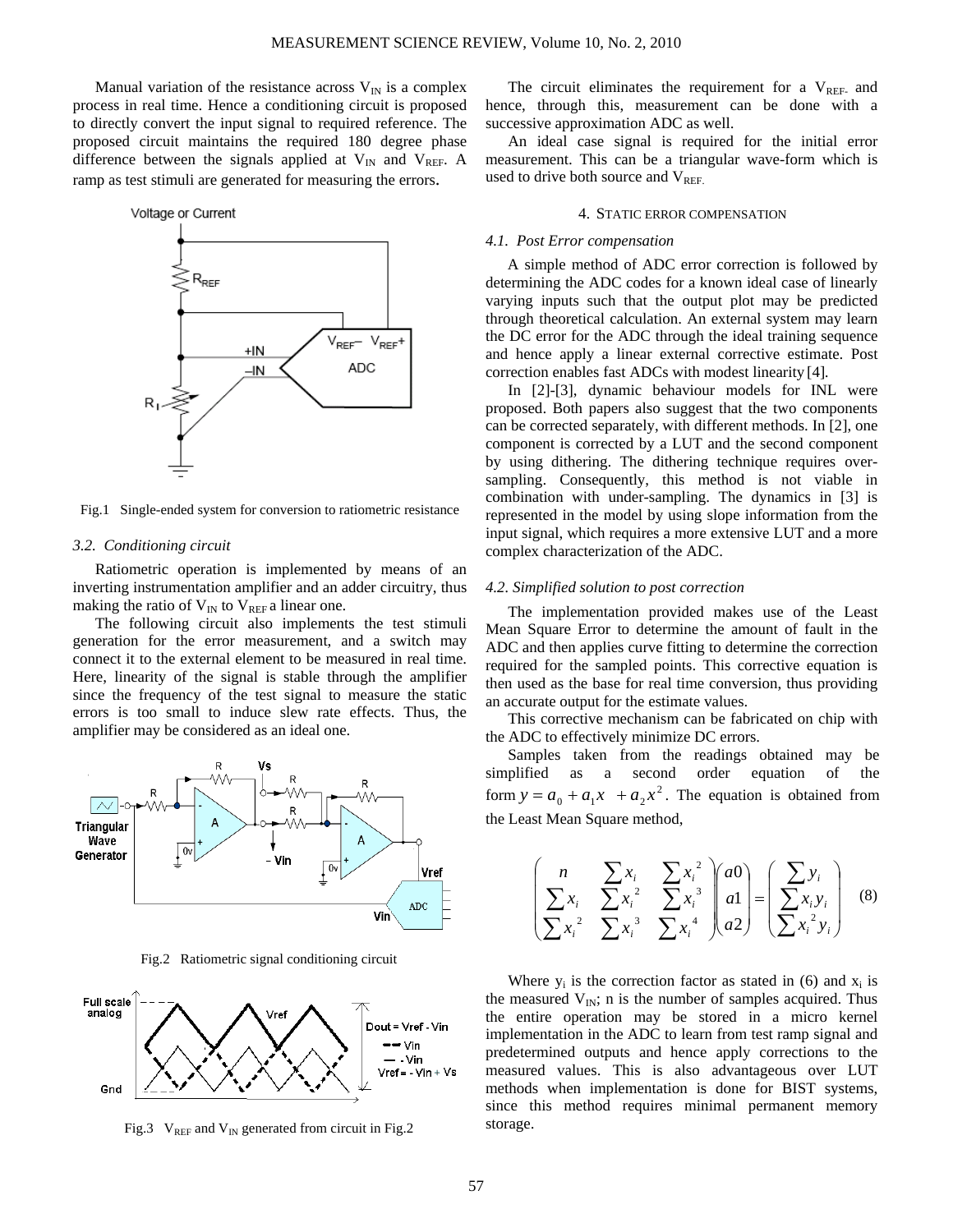Manual variation of the resistance across $V_{IN}$ is a complex process in real time. Hence a conditioning circuit is proposed to directly convert the input signal to required reference. The proposed circuit maintains the required 180 degree phase difference between the signals applied at $V_{IN}$ and $V_{REF}$. A ramp as test stimuli are generated for measuring the errors.

Voltage or Current

$R_{REF}$

+IN

–IN

$V_{REF}$– $V_{REF}$+

ADC

$R_I$

Fig.1 Single-ended system for conversion to ratiometric resistance

### 3.2. Conditioning circuit

Ratiometric operation is implemented by means of an inverting instrumentation amplifier and an adder circuitry, thus making the ratio of $V_{IN}$ to $V_{REF}$ a linear one.

The following circuit also implements the test stimuli generation for the error measurement, and a switch may connect it to the external element to be measured in real time. Here, linearity of the signal is stable through the amplifier since the frequency of the test signal to measure the static errors is too small to induce slew rate effects. Thus, the amplifier may be considered as an ideal one.

Triangular Wave Generator

R

R

Vs

R

R

R

A

A

0v

0v

– Vin

Vref

ADC

Vin

Fig.2 Ratiometric signal conditioning circuit

Full scale analog

Gnd

Vref

Dout = Vref - Vin

Vin

- Vin

Vref = - Vin + Vs

Fig.3 $V_{REF}$ and $V_{IN}$ generated from circuit in Fig.2

The circuit eliminates the requirement for a $V_{REF-}$ and hence, through this, measurement can be done with a successive approximation ADC as well.

An ideal case signal is required for the initial error measurement. This can be a triangular wave-form which is used to drive both source and $V_{REF}$.

## 4. Static error compensation

### 4.1. Post Error compensation

A simple method of ADC error correction is followed by determining the ADC codes for a known ideal case of linearly varying inputs such that the output plot may be predicted through theoretical calculation. An external system may learn the DC error for the ADC through the ideal training sequence and hence apply a linear external corrective estimate. Post correction enables fast ADCs with modest linearity [4].

In [2]-[3], dynamic behaviour models for INL were proposed. Both papers also suggest that the two components can be corrected separately, with different methods. In [2], one component is corrected by a LUT and the second component by using dithering. The dithering technique requires over-sampling. Consequently, this method is not viable in combination with under-sampling. The dynamics in [3] is represented in the model by using slope information from the input signal, which requires a more extensive LUT and a more complex characterization of the ADC.

### 4.2. Simplified solution to post correction

The implementation provided makes use of the Least Mean Square Error to determine the amount of fault in the ADC and then applies curve fitting to determine the correction required for the sampled points. This corrective equation is then used as the base for real time conversion, thus providing an accurate output for the estimate values.

This corrective mechanism can be fabricated on chip with the ADC to effectively minimize DC errors.

Samples taken from the readings obtained may be simplified as a second order equation of the form $y = a_0 + a_1 x + a_2 x^2$. The equation is obtained from the Least Mean Square method,

$$\begin{pmatrix} n & \sum x_i & \sum x_i^2 \\ \sum x_i & \sum x_i^2 & \sum x_i^3 \\ \sum x_i^2 & \sum x_i^3 & \sum x_i^4 \end{pmatrix} \begin{pmatrix} a0 \\ a1 \\ a2 \end{pmatrix} = \begin{pmatrix} \sum y_i \\ \sum x_i y_i \\ \sum x_i^2 y_i \end{pmatrix} \quad (8)$$

Where $y_i$ is the correction factor as stated in (6) and $x_i$ is the measured $V_{IN}$; n is the number of samples acquired. Thus the entire operation may be stored in a micro kernel implementation in the ADC to learn from test ramp signal and predetermined outputs and hence apply corrections to the measured values. This is also advantageous over LUT methods when implementation is done for BIST systems, since this method requires minimal permanent memory storage.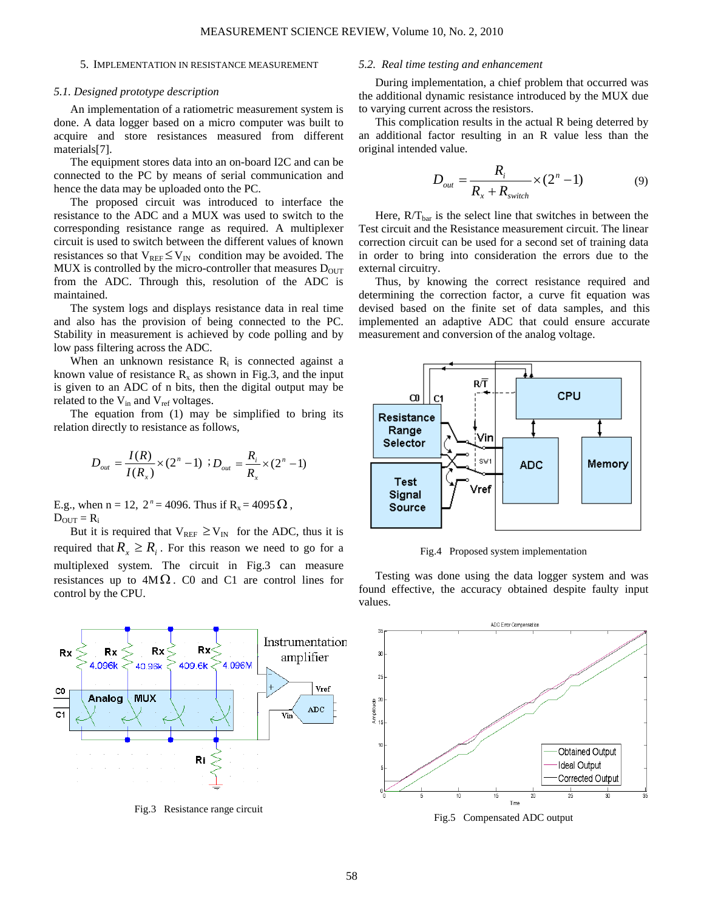## 5. Implementation in Resistance Measurement

### *5.1. Designed prototype description*

An implementation of a ratiometric measurement system is done. A data logger based on a micro computer was built to acquire and store resistances measured from different materials[7].

The equipment stores data into an on-board I2C and can be connected to the PC by means of serial communication and hence the data may be uploaded onto the PC.

The proposed circuit was introduced to interface the resistance to the ADC and a MUX was used to switch to the corresponding resistance range as required. A multiplexer circuit is used to switch between the different values of known resistances so that $V_{REF} \leq V_{IN}$ condition may be avoided. The MUX is controlled by the micro-controller that measures $D_{OUT}$ from the ADC. Through this, resolution of the ADC is maintained.

The system logs and displays resistance data in real time and also has the provision of being connected to the PC. Stability in measurement is achieved by code polling and by low pass filtering across the ADC.

When an unknown resistance $R_i$ is connected against a known value of resistance $R_x$ as shown in Fig.3, and the input is given to an ADC of n bits, then the digital output may be related to the $V_{in}$ and $V_{ref}$ voltages.

The equation from (1) may be simplified to bring its relation directly to resistance as follows,

$$D_{out} = \frac{I(R)}{I(R_x)} \times (2^n - 1)\ ;\ D_{out} = \frac{R_i}{R_x} \times (2^n - 1)$$

E.g., when n = 12, $2^n = 4096$. Thus if $R_x = 4095\,\Omega$, $D_{OUT} = R_i$

But it is required that $V_{REF} \geq V_{IN}$ for the ADC, thus it is required that $R_x \geq R_i$. For this reason we need to go for a multiplexed system. The circuit in Fig.3 can measure resistances up to $4\text{M}\Omega$. C0 and C1 are control lines for control by the CPU.

Rx
Rx 4.096k
Rx 40.96k
Rx 409.6k
4.096M
C0
C1
Analog MUX
Instrumentation amplifier
Vref
ADC
Vin
Ri

Fig.3 Resistance range circuit

### *5.2. Real time testing and enhancement*

During implementation, a chief problem that occurred was the additional dynamic resistance introduced by the MUX due to varying current across the resistors.

This complication results in the actual R being deterred by an additional factor resulting in an R value less than the original intended value.

$$D_{out} = \frac{R_i}{R_x + R_{switch}} \times (2^n - 1) \tag{9}$$

Here, $R/\overline{T}$ is the select line that switches in between the Test circuit and the Resistance measurement circuit. The linear correction circuit can be used for a second set of training data in order to bring into consideration the errors due to the external circuitry.

Thus, by knowing the correct resistance required and determining the correction factor, a curve fit equation was devised based on the finite set of data samples, and this implemented an adaptive ADC that could ensure accurate measurement and conversion of the analog voltage.

C0
C1
$R/\overline{T}$
CPU
Resistance Range Selector
Vin
SW1
ADC
Memory
Test Signal Source
Vref

Fig.4 Proposed system implementation

Testing was done using the data logger system and was found effective, the accuracy obtained despite faulty input values.

ADC Error Compensation
Amplitude
Time
Obtained Output
Ideal Output
Corrected Output
0 5 10 15 20 25 30 35

Fig.5 Compensated ADC output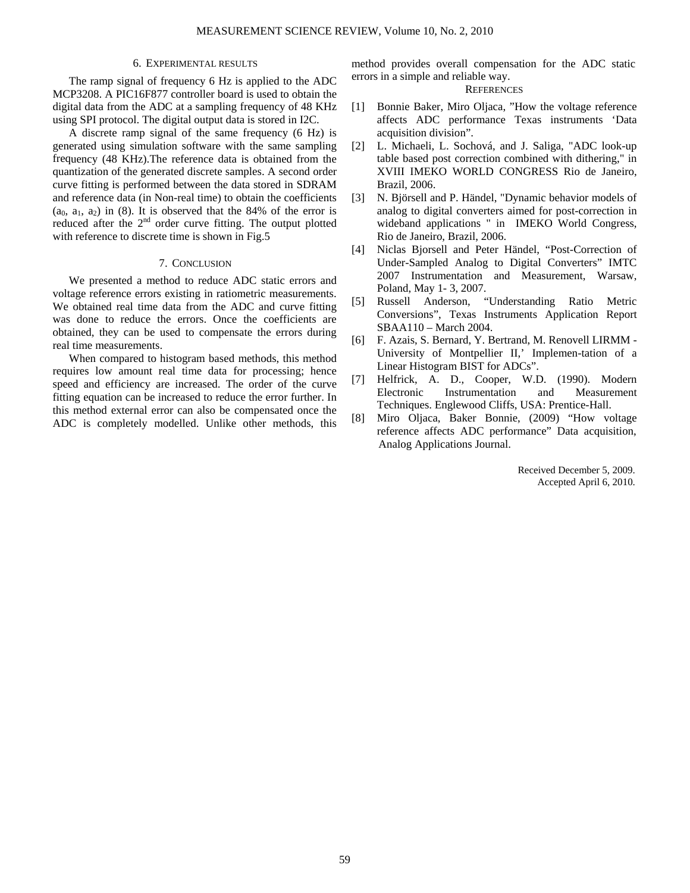## 6. Experimental results

The ramp signal of frequency 6 Hz is applied to the ADC MCP3208. A PIC16F877 controller board is used to obtain the digital data from the ADC at a sampling frequency of 48 KHz using SPI protocol. The digital output data is stored in I2C.

A discrete ramp signal of the same frequency (6 Hz) is generated using simulation software with the same sampling frequency (48 KHz).The reference data is obtained from the quantization of the generated discrete samples. A second order curve fitting is performed between the data stored in SDRAM and reference data (in Non-real time) to obtain the coefficients ($a_0$, $a_1$, $a_2$) in (8). It is observed that the 84% of the error is reduced after the 2nd order curve fitting. The output plotted with reference to discrete time is shown in Fig.5

## 7. Conclusion

We presented a method to reduce ADC static errors and voltage reference errors existing in ratiometric measurements. We obtained real time data from the ADC and curve fitting was done to reduce the errors. Once the coefficients are obtained, they can be used to compensate the errors during real time measurements.

When compared to histogram based methods, this method requires low amount real time data for processing; hence speed and efficiency are increased. The order of the curve fitting equation can be increased to reduce the error further. In this method external error can also be compensated once the ADC is completely modelled. Unlike other methods, this method provides overall compensation for the ADC static errors in a simple and reliable way.

## References

[1] Bonnie Baker, Miro Oljaca, "How the voltage reference affects ADC performance Texas instruments 'Data acquisition division".

[2] L. Michaeli, L. Sochová, and J. Saliga, "ADC look-up table based post correction combined with dithering," in XVIII IMEKO WORLD CONGRESS Rio de Janeiro, Brazil, 2006.

[3] N. Björsell and P. Händel, "Dynamic behavior models of analog to digital converters aimed for post-correction in wideband applications " in IMEKO World Congress, Rio de Janeiro, Brazil, 2006.

[4] Niclas Bjorsell and Peter Händel, "Post-Correction of Under-Sampled Analog to Digital Converters" IMTC 2007 Instrumentation and Measurement, Warsaw, Poland, May 1- 3, 2007.

[5] Russell Anderson, "Understanding Ratio Metric Conversions", Texas Instruments Application Report SBAA110 – March 2004.

[6] F. Azais, S. Bernard, Y. Bertrand, M. Renovell LIRMM - University of Montpellier II,' Implemen-tation of a Linear Histogram BIST for ADCs".

[7] Helfrick, A. D., Cooper, W.D. (1990). Modern Electronic Instrumentation and Measurement Techniques. Englewood Cliffs, USA: Prentice-Hall.

[8] Miro Oljaca, Baker Bonnie, (2009) "How voltage reference affects ADC performance" Data acquisition, Analog Applications Journal.

Received December 5, 2009.
Accepted April 6, 2010.